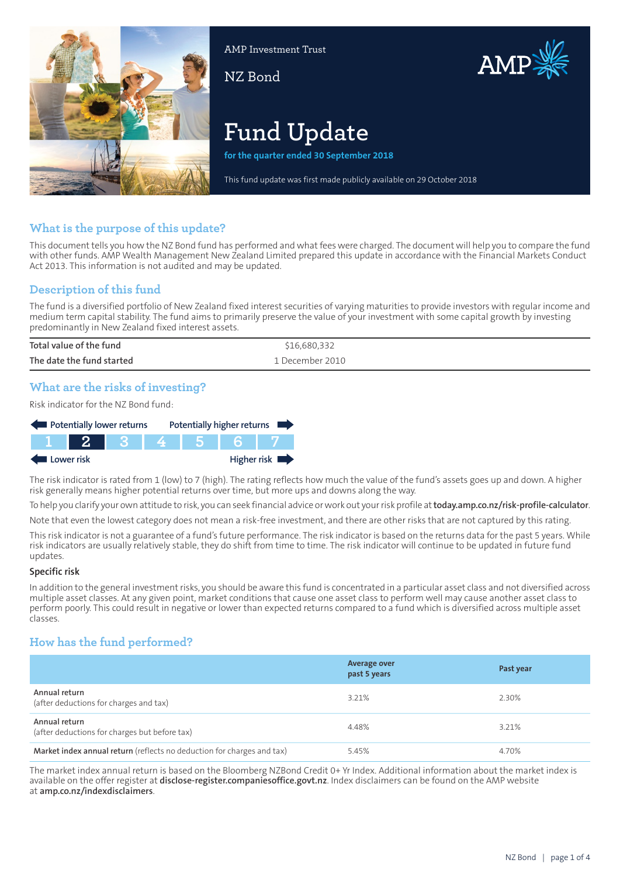AMP Investment Trust

NZ Bond

# Fund Update

**for the quarter ended 30 September 2018**

This fund update was first made publicly available on 29 October 2018

## What is the purpose of this update?

This document tells you how the NZ Bond fund has performed and what fees were charged. The document will help you to compare the fund with other funds. AMP Wealth Management New Zealand Limited prepared this update in accordance with the Financial Markets Conduct Act 2013. This information is not audited and may be updated.

## Description of this fund

The fund is a diversified portfolio of New Zealand fixed interest securities of varying maturities to provide investors with regular income and medium term capital stability. The fund aims to primarily preserve the value of your investment with some capital growth by investing predominantly in New Zealand fixed interest assets.

| | |
|---|---|
| Total value of the fund | $16,680,332 |
| The date the fund started | 1 December 2010 |

## What are the risks of investing?

Risk indicator for the NZ Bond fund:

Potentially lower returns — Potentially higher returns

| 1 | **2** | 3 | 4 | 5 | 6 | 7 |
|---|---|---|---|---|---|---|

Lower risk — Higher risk

The risk indicator is rated from 1 (low) to 7 (high). The rating reflects how much the value of the fund's assets goes up and down. A higher risk generally means higher potential returns over time, but more ups and downs along the way.

To help you clarify your own attitude to risk, you can seek financial advice or work out your risk profile at **today.amp.co.nz/risk-profile-calculator**.

Note that even the lowest category does not mean a risk-free investment, and there are other risks that are not captured by this rating.

This risk indicator is not a guarantee of a fund's future performance. The risk indicator is based on the returns data for the past 5 years. While risk indicators are usually relatively stable, they do shift from time to time. The risk indicator will continue to be updated in future fund updates.

### Specific risk

In addition to the general investment risks, you should be aware this fund is concentrated in a particular asset class and not diversified across multiple asset classes. At any given point, market conditions that cause one asset class to perform well may cause another asset class to perform poorly. This could result in negative or lower than expected returns compared to a fund which is diversified across multiple asset classes.

## How has the fund performed?

| | Average over past 5 years | Past year |
|---|---|---|
| **Annual return** (after deductions for charges and tax) | 3.21% | 2.30% |
| **Annual return** (after deductions for charges but before tax) | 4.48% | 3.21% |
| **Market index annual return** (reflects no deduction for charges and tax) | 5.45% | 4.70% |

The market index annual return is based on the Bloomberg NZBond Credit 0+ Yr Index. Additional information about the market index is available on the offer register at **disclose-register.companiesoffice.govt.nz**. Index disclaimers can be found on the AMP website at **amp.co.nz/indexdisclaimers**.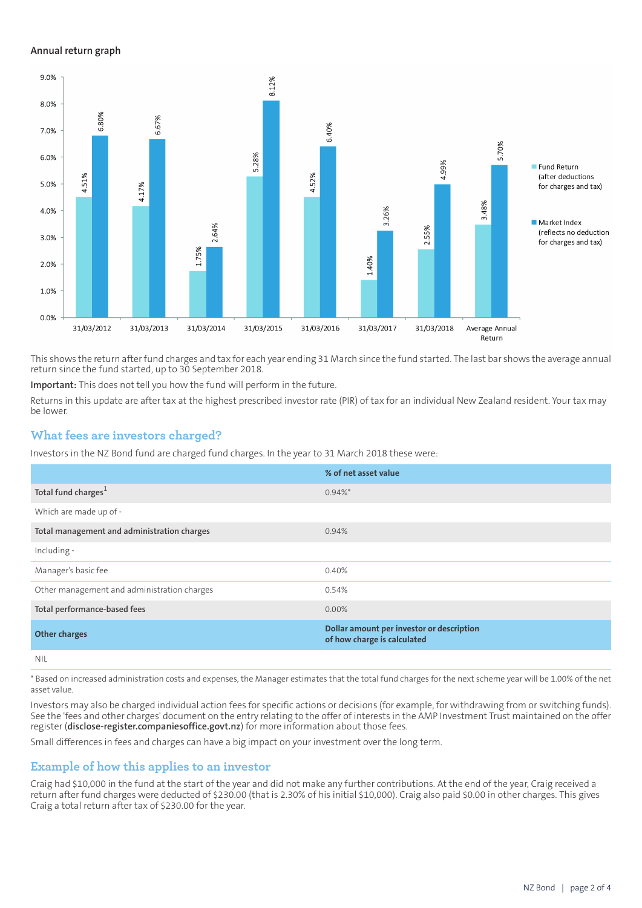### Annual return graph

| | Fund Return (after deductions for charges and tax) | Market Index (reflects no deduction for charges and tax) |
|---|---|---|
| 31/03/2012 | 4.51% | 6.80% |
| 31/03/2013 | 4.17% | 6.67% |
| 31/03/2014 | 1.75% | 2.64% |
| 31/03/2015 | 5.28% | 8.12% |
| 31/03/2016 | 4.52% | 6.40% |
| 31/03/2017 | 1.40% | 3.26% |
| 31/03/2018 | 2.55% | 4.99% |
| Average Annual Return | 3.48% | 5.70% |

This shows the return after fund charges and tax for each year ending 31 March since the fund started. The last bar shows the average annual return since the fund started, up to 30 September 2018.

**Important:** This does not tell you how the fund will perform in the future.

Returns in this update are after tax at the highest prescribed investor rate (PIR) of tax for an individual New Zealand resident. Your tax may be lower.

## What fees are investors charged?

Investors in the NZ Bond fund are charged fund charges. In the year to 31 March 2018 these were:

| | % of net asset value |
|---|---|
| **Total fund charges**[1] | 0.94%* |
| Which are made up of - | |
| **Total management and administration charges** | 0.94% |
| Including - | |
| Manager's basic fee | 0.40% |
| Other management and administration charges | 0.54% |
| **Total performance-based fees** | 0.00% |
| **Other charges** | **Dollar amount per investor or description of how charge is calculated** |
| NIL | |

* Based on increased administration costs and expenses, the Manager estimates that the total fund charges for the next scheme year will be 1.00% of the net asset value.

Investors may also be charged individual action fees for specific actions or decisions (for example, for withdrawing from or switching funds). See the 'fees and other charges' document on the entry relating to the offer of interests in the AMP Investment Trust maintained on the offer register (**disclose-register.companiesoffice.govt.nz**) for more information about those fees.

Small differences in fees and charges can have a big impact on your investment over the long term.

## Example of how this applies to an investor

Craig had $10,000 in the fund at the start of the year and did not make any further contributions. At the end of the year, Craig received a return after fund charges were deducted of $230.00 (that is 2.30% of his initial $10,000). Craig also paid $0.00 in other charges. This gives Craig a total return after tax of $230.00 for the year.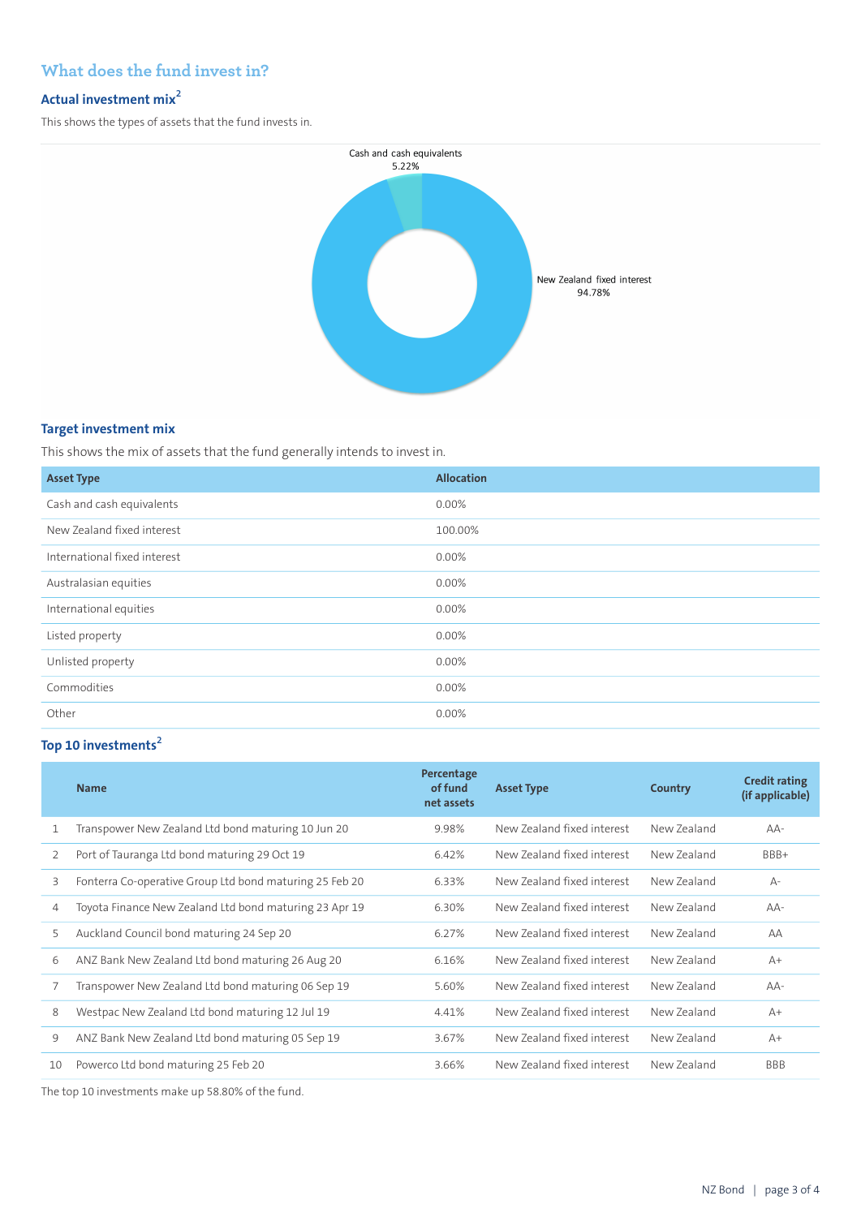## What does the fund invest in?

### Actual investment mix[2]

This shows the types of assets that the fund invests in.

Cash and cash equivalents 5.22%

New Zealand fixed interest 94.78%

### Target investment mix

This shows the mix of assets that the fund generally intends to invest in.

| Asset Type | Allocation |
|---|---|
| Cash and cash equivalents | 0.00% |
| New Zealand fixed interest | 100.00% |
| International fixed interest | 0.00% |
| Australasian equities | 0.00% |
| International equities | 0.00% |
| Listed property | 0.00% |
| Unlisted property | 0.00% |
| Commodities | 0.00% |
| Other | 0.00% |

### Top 10 investments[2]

| | Name | Percentage of fund net assets | Asset Type | Country | Credit rating (if applicable) |
|---|---|---|---|---|---|
| 1 | Transpower New Zealand Ltd bond maturing 10 Jun 20 | 9.98% | New Zealand fixed interest | New Zealand | AA- |
| 2 | Port of Tauranga Ltd bond maturing 29 Oct 19 | 6.42% | New Zealand fixed interest | New Zealand | BBB+ |
| 3 | Fonterra Co-operative Group Ltd bond maturing 25 Feb 20 | 6.33% | New Zealand fixed interest | New Zealand | A- |
| 4 | Toyota Finance New Zealand Ltd bond maturing 23 Apr 19 | 6.30% | New Zealand fixed interest | New Zealand | AA- |
| 5 | Auckland Council bond maturing 24 Sep 20 | 6.27% | New Zealand fixed interest | New Zealand | AA |
| 6 | ANZ Bank New Zealand Ltd bond maturing 26 Aug 20 | 6.16% | New Zealand fixed interest | New Zealand | A+ |
| 7 | Transpower New Zealand Ltd bond maturing 06 Sep 19 | 5.60% | New Zealand fixed interest | New Zealand | AA- |
| 8 | Westpac New Zealand Ltd bond maturing 12 Jul 19 | 4.41% | New Zealand fixed interest | New Zealand | A+ |
| 9 | ANZ Bank New Zealand Ltd bond maturing 05 Sep 19 | 3.67% | New Zealand fixed interest | New Zealand | A+ |
| 10 | Powerco Ltd bond maturing 25 Feb 20 | 3.66% | New Zealand fixed interest | New Zealand | BBB |

The top 10 investments make up 58.80% of the fund.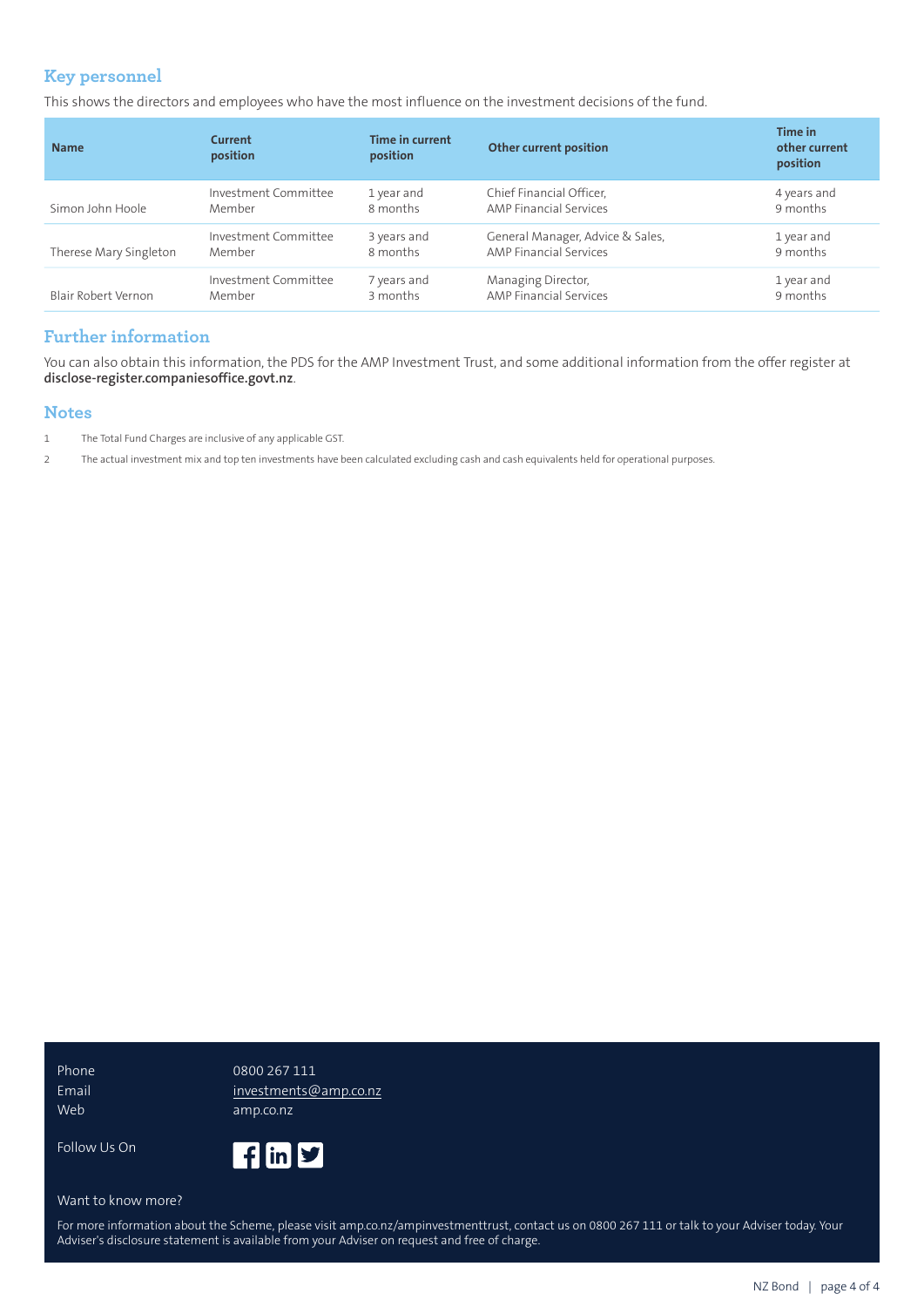## Key personnel

This shows the directors and employees who have the most influence on the investment decisions of the fund.

| Name | Current position | Time in current position | Other current position | Time in other current position |
|---|---|---|---|---|
| Simon John Hoole | Investment Committee Member | 1 year and 8 months | Chief Financial Officer, AMP Financial Services | 4 years and 9 months |
| Therese Mary Singleton | Investment Committee Member | 3 years and 8 months | General Manager, Advice & Sales, AMP Financial Services | 1 year and 9 months |
| Blair Robert Vernon | Investment Committee Member | 7 years and 3 months | Managing Director, AMP Financial Services | 1 year and 9 months |

## Further information

You can also obtain this information, the PDS for the AMP Investment Trust, and some additional information from the offer register at **disclose-register.companiesoffice.govt.nz**.

## Notes

1. The Total Fund Charges are inclusive of any applicable GST.
2. The actual investment mix and top ten investments have been calculated excluding cash and cash equivalents held for operational purposes.

Phone 0800 267 111
Email investments@amp.co.nz
Web amp.co.nz

Follow Us On

Want to know more?

For more information about the Scheme, please visit amp.co.nz/ampinvestmenttrust, contact us on 0800 267 111 or talk to your Adviser today. Your Adviser's disclosure statement is available from your Adviser on request and free of charge.